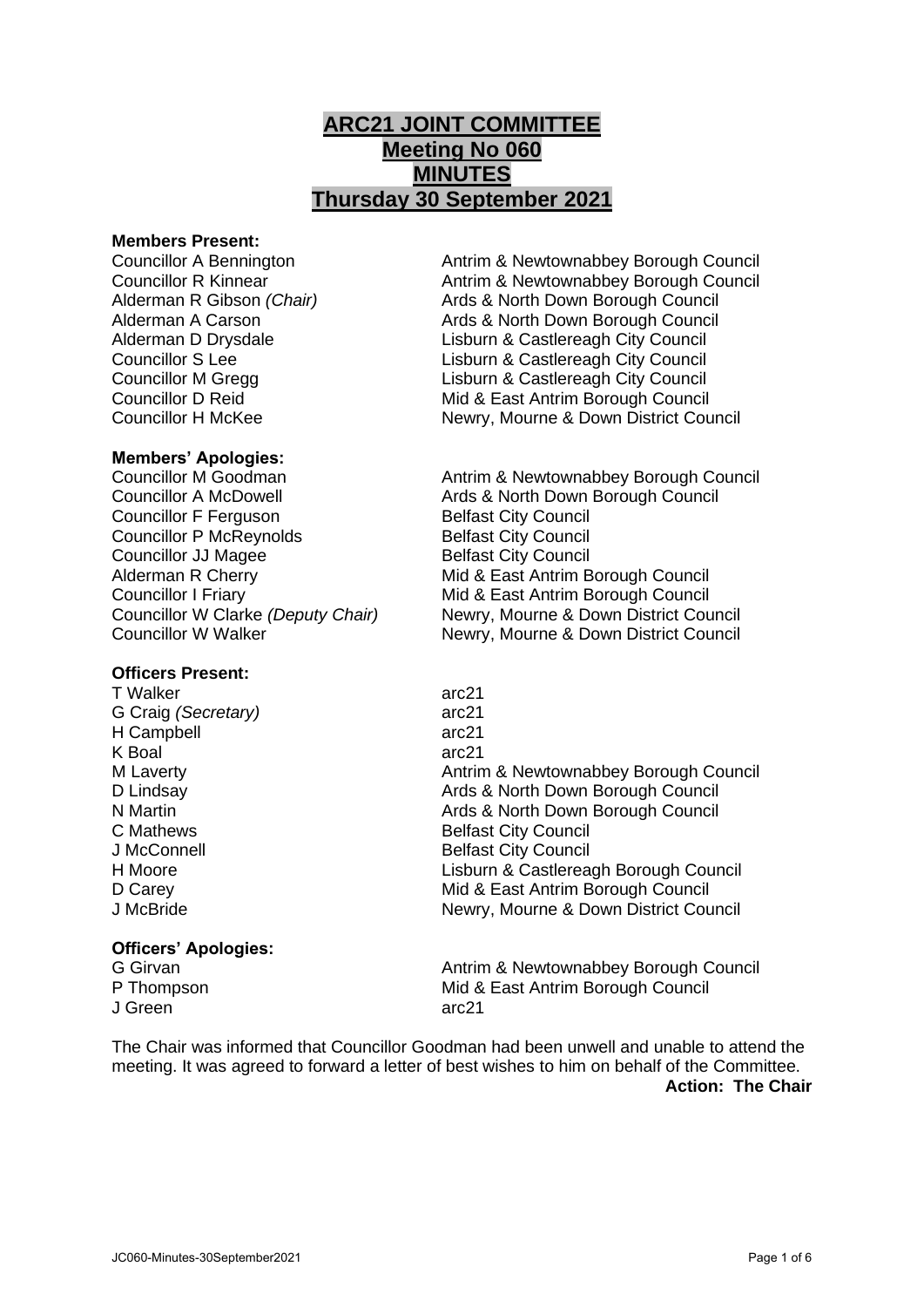# ARC21 JOINT COMMITTEE
# Meeting No 060
# MINUTES
# Thursday 30 September 2021

**Members Present:**

| | |
|---|---|
| Councillor A Bennington | Antrim & Newtownabbey Borough Council |
| Councillor R Kinnear | Antrim & Newtownabbey Borough Council |
| Alderman R Gibson *(Chair)* | Ards & North Down Borough Council |
| Alderman A Carson | Ards & North Down Borough Council |
| Alderman D Drysdale | Lisburn & Castlereagh City Council |
| Councillor S Lee | Lisburn & Castlereagh City Council |
| Councillor M Gregg | Lisburn & Castlereagh City Council |
| Councillor D Reid | Mid & East Antrim Borough Council |
| Councillor H McKee | Newry, Mourne & Down District Council |

**Members' Apologies:**

| | |
|---|---|
| Councillor M Goodman | Antrim & Newtownabbey Borough Council |
| Councillor A McDowell | Ards & North Down Borough Council |
| Councillor F Ferguson | Belfast City Council |
| Councillor P McReynolds | Belfast City Council |
| Councillor JJ Magee | Belfast City Council |
| Alderman R Cherry | Mid & East Antrim Borough Council |
| Councillor I Friary | Mid & East Antrim Borough Council |
| Councillor W Clarke *(Deputy Chair)* | Newry, Mourne & Down District Council |
| Councillor W Walker | Newry, Mourne & Down District Council |

**Officers Present:**

| | |
|---|---|
| T Walker | arc21 |
| G Craig *(Secretary)* | arc21 |
| H Campbell | arc21 |
| K Boal | arc21 |
| M Laverty | Antrim & Newtownabbey Borough Council |
| D Lindsay | Ards & North Down Borough Council |
| N Martin | Ards & North Down Borough Council |
| C Mathews | Belfast City Council |
| J McConnell | Belfast City Council |
| H Moore | Lisburn & Castlereagh Borough Council |
| D Carey | Mid & East Antrim Borough Council |
| J McBride | Newry, Mourne & Down District Council |

**Officers' Apologies:**

| | |
|---|---|
| G Girvan | Antrim & Newtownabbey Borough Council |
| P Thompson | Mid & East Antrim Borough Council |
| J Green | arc21 |

The Chair was informed that Councillor Goodman had been unwell and unable to attend the meeting. It was agreed to forward a letter of best wishes to him on behalf of the Committee.

**Action: The Chair**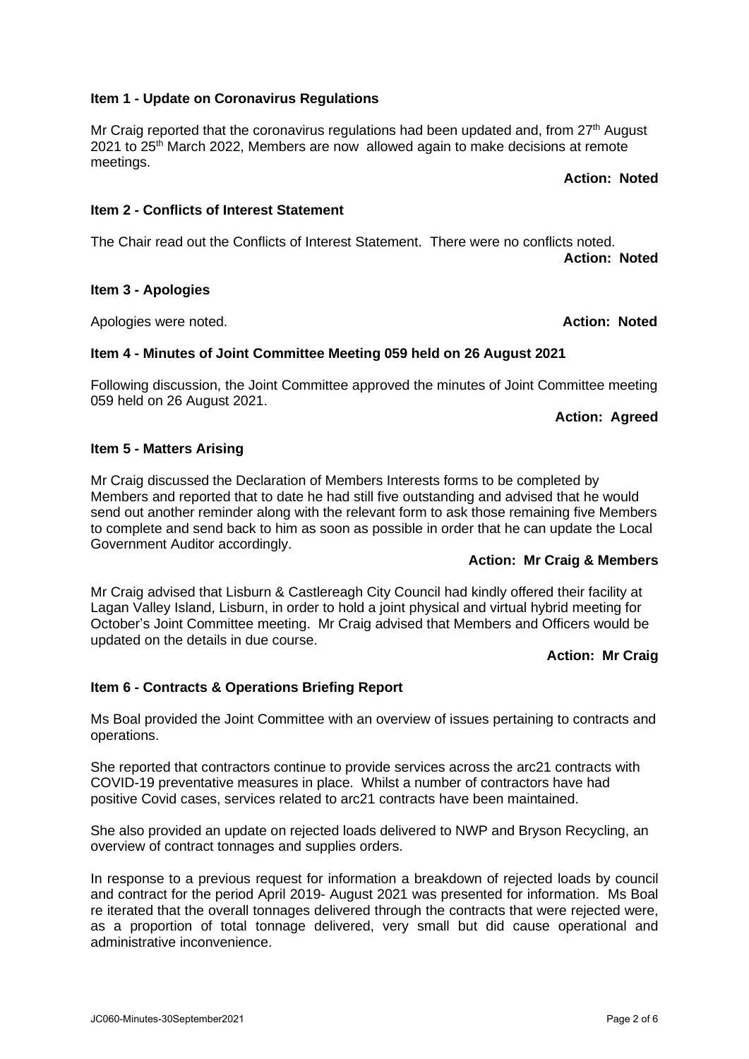**Item 1 - Update on Coronavirus Regulations**

Mr Craig reported that the coronavirus regulations had been updated and, from 27th August 2021 to 25th March 2022, Members are now allowed again to make decisions at remote meetings.

**Action: Noted**

**Item 2 - Conflicts of Interest Statement**

The Chair read out the Conflicts of Interest Statement. There were no conflicts noted.

**Action: Noted**

**Item 3 - Apologies**

Apologies were noted. **Action: Noted**

**Item 4 - Minutes of Joint Committee Meeting 059 held on 26 August 2021**

Following discussion, the Joint Committee approved the minutes of Joint Committee meeting 059 held on 26 August 2021.

**Action: Agreed**

**Item 5 - Matters Arising**

Mr Craig discussed the Declaration of Members Interests forms to be completed by Members and reported that to date he had still five outstanding and advised that he would send out another reminder along with the relevant form to ask those remaining five Members to complete and send back to him as soon as possible in order that he can update the Local Government Auditor accordingly.

**Action: Mr Craig & Members**

Mr Craig advised that Lisburn & Castlereagh City Council had kindly offered their facility at Lagan Valley Island, Lisburn, in order to hold a joint physical and virtual hybrid meeting for October's Joint Committee meeting. Mr Craig advised that Members and Officers would be updated on the details in due course.

**Action: Mr Craig**

**Item 6 - Contracts & Operations Briefing Report**

Ms Boal provided the Joint Committee with an overview of issues pertaining to contracts and operations.

She reported that contractors continue to provide services across the arc21 contracts with COVID-19 preventative measures in place. Whilst a number of contractors have had positive Covid cases, services related to arc21 contracts have been maintained.

She also provided an update on rejected loads delivered to NWP and Bryson Recycling, an overview of contract tonnages and supplies orders.

In response to a previous request for information a breakdown of rejected loads by council and contract for the period April 2019- August 2021 was presented for information. Ms Boal re iterated that the overall tonnages delivered through the contracts that were rejected were, as a proportion of total tonnage delivered, very small but did cause operational and administrative inconvenience.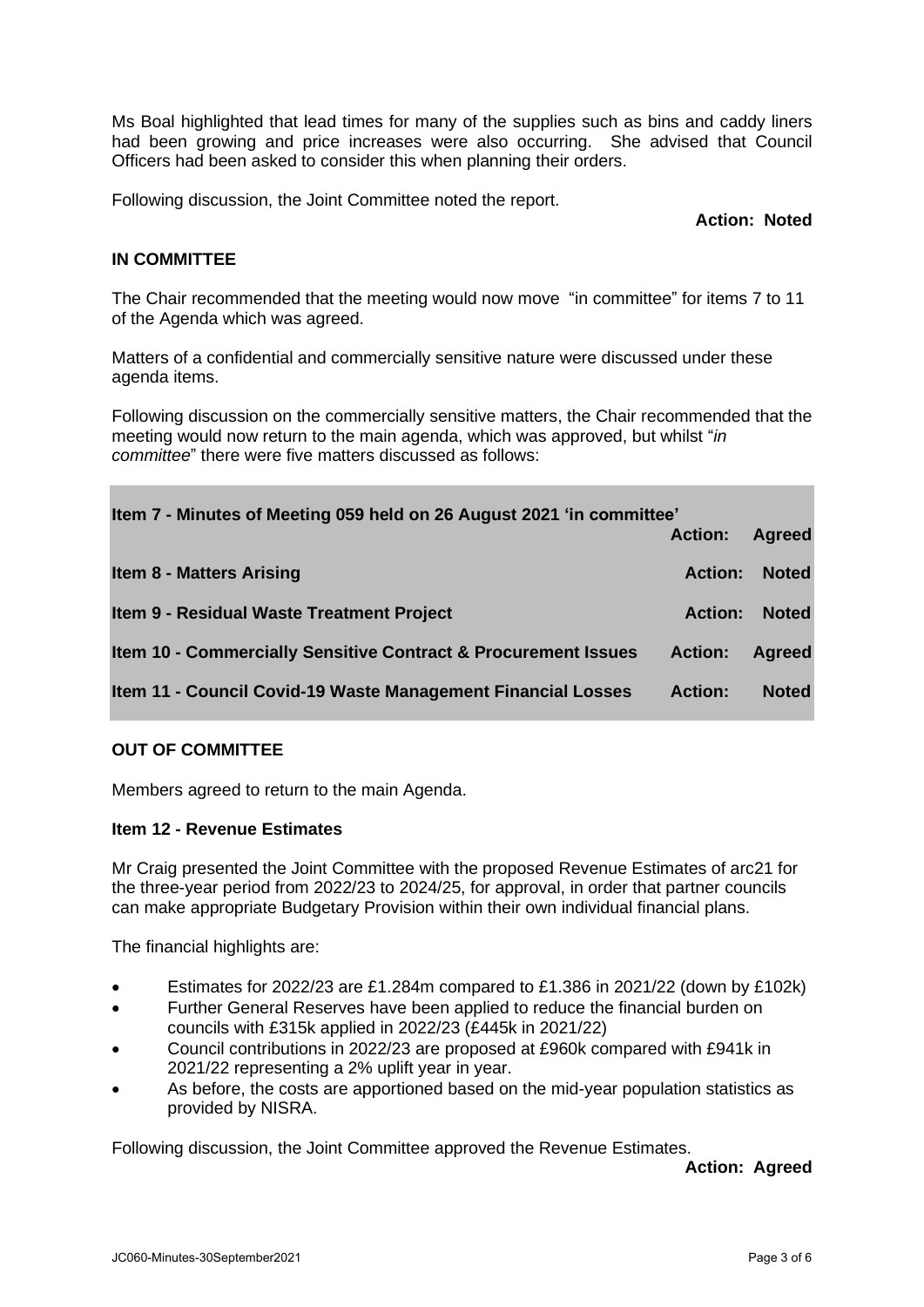Ms Boal highlighted that lead times for many of the supplies such as bins and caddy liners had been growing and price increases were also occurring. She advised that Council Officers had been asked to consider this when planning their orders.

Following discussion, the Joint Committee noted the report.

**Action: Noted**

**IN COMMITTEE**

The Chair recommended that the meeting would now move "in committee" for items 7 to 11 of the Agenda which was agreed.

Matters of a confidential and commercially sensitive nature were discussed under these agenda items.

Following discussion on the commercially sensitive matters, the Chair recommended that the meeting would now return to the main agenda, which was approved, but whilst "*in committee*" there were five matters discussed as follows:

| Item | Action | |
|---|---|---|
| **Item 7 - Minutes of Meeting 059 held on 26 August 2021 'in committee'** | **Action:** | **Agreed** |
| **Item 8 - Matters Arising** | **Action:** | **Noted** |
| **Item 9 - Residual Waste Treatment Project** | **Action:** | **Noted** |
| **Item 10 - Commercially Sensitive Contract & Procurement Issues** | **Action:** | **Agreed** |
| **Item 11 - Council Covid-19 Waste Management Financial Losses** | **Action:** | **Noted** |

**OUT OF COMMITTEE**

Members agreed to return to the main Agenda.

**Item 12 - Revenue Estimates**

Mr Craig presented the Joint Committee with the proposed Revenue Estimates of arc21 for the three-year period from 2022/23 to 2024/25, for approval, in order that partner councils can make appropriate Budgetary Provision within their own individual financial plans.

The financial highlights are:

- Estimates for 2022/23 are £1.284m compared to £1.386 in 2021/22 (down by £102k)
- Further General Reserves have been applied to reduce the financial burden on councils with £315k applied in 2022/23 (£445k in 2021/22)
- Council contributions in 2022/23 are proposed at £960k compared with £941k in 2021/22 representing a 2% uplift year in year.
- As before, the costs are apportioned based on the mid-year population statistics as provided by NISRA.

Following discussion, the Joint Committee approved the Revenue Estimates.

**Action: Agreed**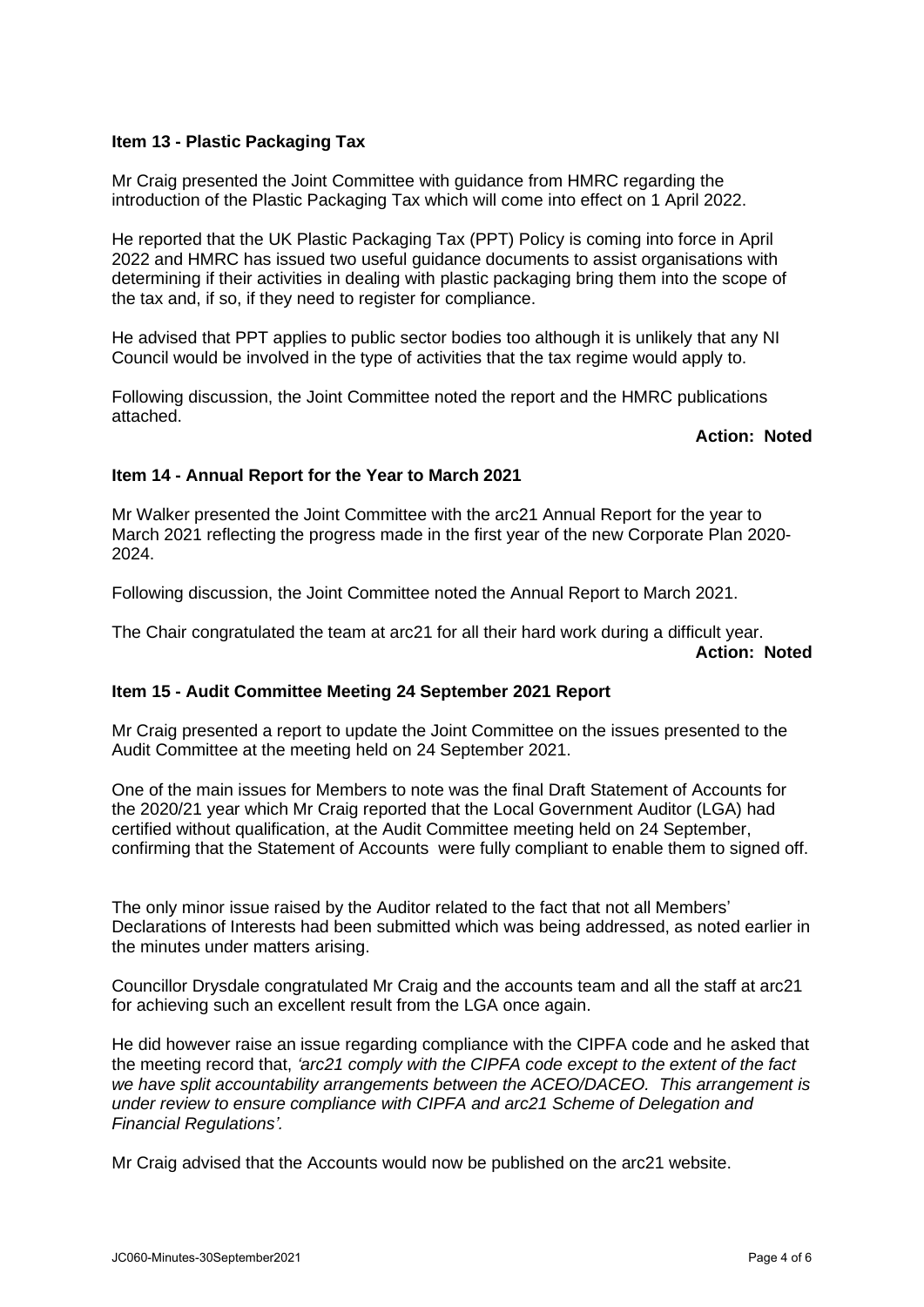### Item 13 - Plastic Packaging Tax

Mr Craig presented the Joint Committee with guidance from HMRC regarding the introduction of the Plastic Packaging Tax which will come into effect on 1 April 2022.

He reported that the UK Plastic Packaging Tax (PPT) Policy is coming into force in April 2022 and HMRC has issued two useful guidance documents to assist organisations with determining if their activities in dealing with plastic packaging bring them into the scope of the tax and, if so, if they need to register for compliance.

He advised that PPT applies to public sector bodies too although it is unlikely that any NI Council would be involved in the type of activities that the tax regime would apply to.

Following discussion, the Joint Committee noted the report and the HMRC publications attached.

**Action: Noted**

### Item 14 - Annual Report for the Year to March 2021

Mr Walker presented the Joint Committee with the arc21 Annual Report for the year to March 2021 reflecting the progress made in the first year of the new Corporate Plan 2020-2024.

Following discussion, the Joint Committee noted the Annual Report to March 2021.

The Chair congratulated the team at arc21 for all their hard work during a difficult year.

**Action: Noted**

### Item 15 - Audit Committee Meeting 24 September 2021 Report

Mr Craig presented a report to update the Joint Committee on the issues presented to the Audit Committee at the meeting held on 24 September 2021.

One of the main issues for Members to note was the final Draft Statement of Accounts for the 2020/21 year which Mr Craig reported that the Local Government Auditor (LGA) had certified without qualification, at the Audit Committee meeting held on 24 September, confirming that the Statement of Accounts were fully compliant to enable them to signed off.

The only minor issue raised by the Auditor related to the fact that not all Members' Declarations of Interests had been submitted which was being addressed, as noted earlier in the minutes under matters arising.

Councillor Drysdale congratulated Mr Craig and the accounts team and all the staff at arc21 for achieving such an excellent result from the LGA once again.

He did however raise an issue regarding compliance with the CIPFA code and he asked that the meeting record that, *'arc21 comply with the CIPFA code except to the extent of the fact we have split accountability arrangements between the ACEO/DACEO. This arrangement is under review to ensure compliance with CIPFA and arc21 Scheme of Delegation and Financial Regulations'.*

Mr Craig advised that the Accounts would now be published on the arc21 website.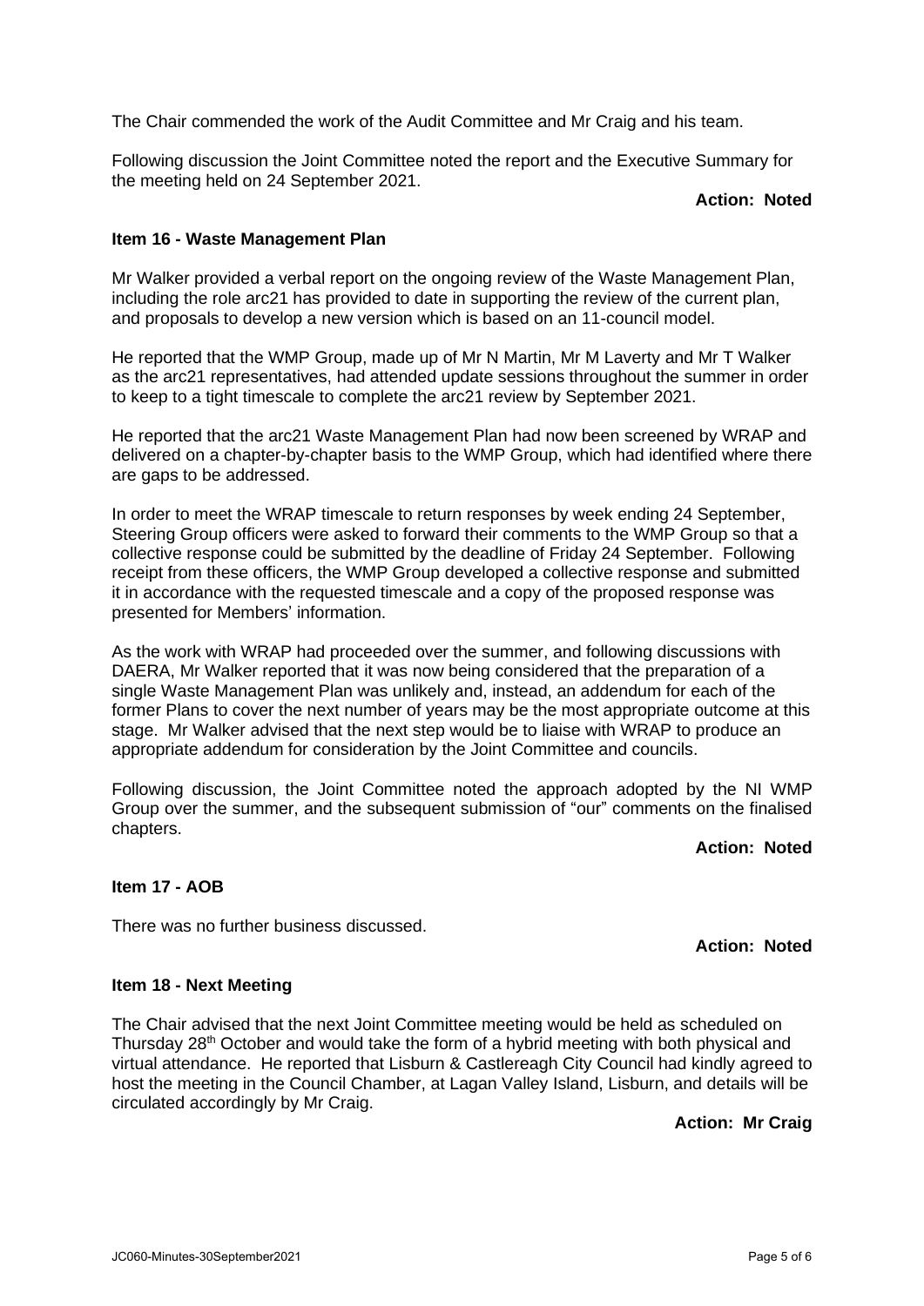The Chair commended the work of the Audit Committee and Mr Craig and his team.

Following discussion the Joint Committee noted the report and the Executive Summary for the meeting held on 24 September 2021.

**Action: Noted**

**Item 16 - Waste Management Plan**

Mr Walker provided a verbal report on the ongoing review of the Waste Management Plan, including the role arc21 has provided to date in supporting the review of the current plan, and proposals to develop a new version which is based on an 11-council model.

He reported that the WMP Group, made up of Mr N Martin, Mr M Laverty and Mr T Walker as the arc21 representatives, had attended update sessions throughout the summer in order to keep to a tight timescale to complete the arc21 review by September 2021.

He reported that the arc21 Waste Management Plan had now been screened by WRAP and delivered on a chapter-by-chapter basis to the WMP Group, which had identified where there are gaps to be addressed.

In order to meet the WRAP timescale to return responses by week ending 24 September, Steering Group officers were asked to forward their comments to the WMP Group so that a collective response could be submitted by the deadline of Friday 24 September. Following receipt from these officers, the WMP Group developed a collective response and submitted it in accordance with the requested timescale and a copy of the proposed response was presented for Members' information.

As the work with WRAP had proceeded over the summer, and following discussions with DAERA, Mr Walker reported that it was now being considered that the preparation of a single Waste Management Plan was unlikely and, instead, an addendum for each of the former Plans to cover the next number of years may be the most appropriate outcome at this stage. Mr Walker advised that the next step would be to liaise with WRAP to produce an appropriate addendum for consideration by the Joint Committee and councils.

Following discussion, the Joint Committee noted the approach adopted by the NI WMP Group over the summer, and the subsequent submission of "our" comments on the finalised chapters.

**Action: Noted**

**Item 17 - AOB**

There was no further business discussed.

**Action: Noted**

**Item 18 - Next Meeting**

The Chair advised that the next Joint Committee meeting would be held as scheduled on Thursday 28th October and would take the form of a hybrid meeting with both physical and virtual attendance. He reported that Lisburn & Castlereagh City Council had kindly agreed to host the meeting in the Council Chamber, at Lagan Valley Island, Lisburn, and details will be circulated accordingly by Mr Craig.

**Action: Mr Craig**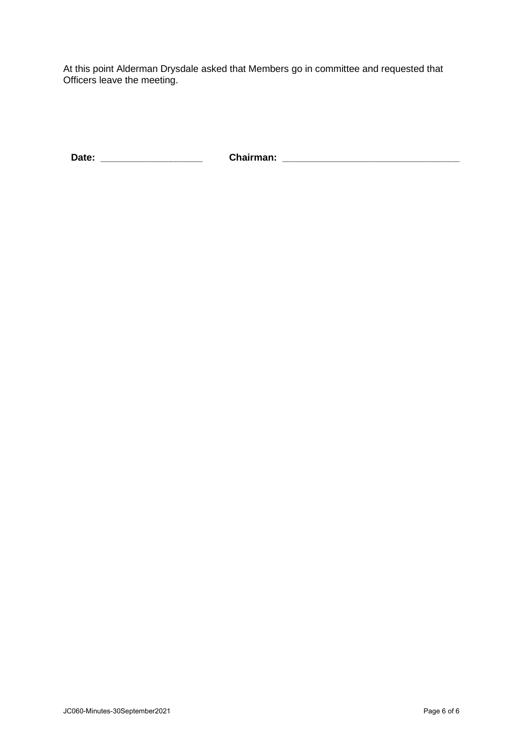At this point Alderman Drysdale asked that Members go in committee and requested that Officers leave the meeting.

**Date:** ___________________ **Chairman:** ________________________________